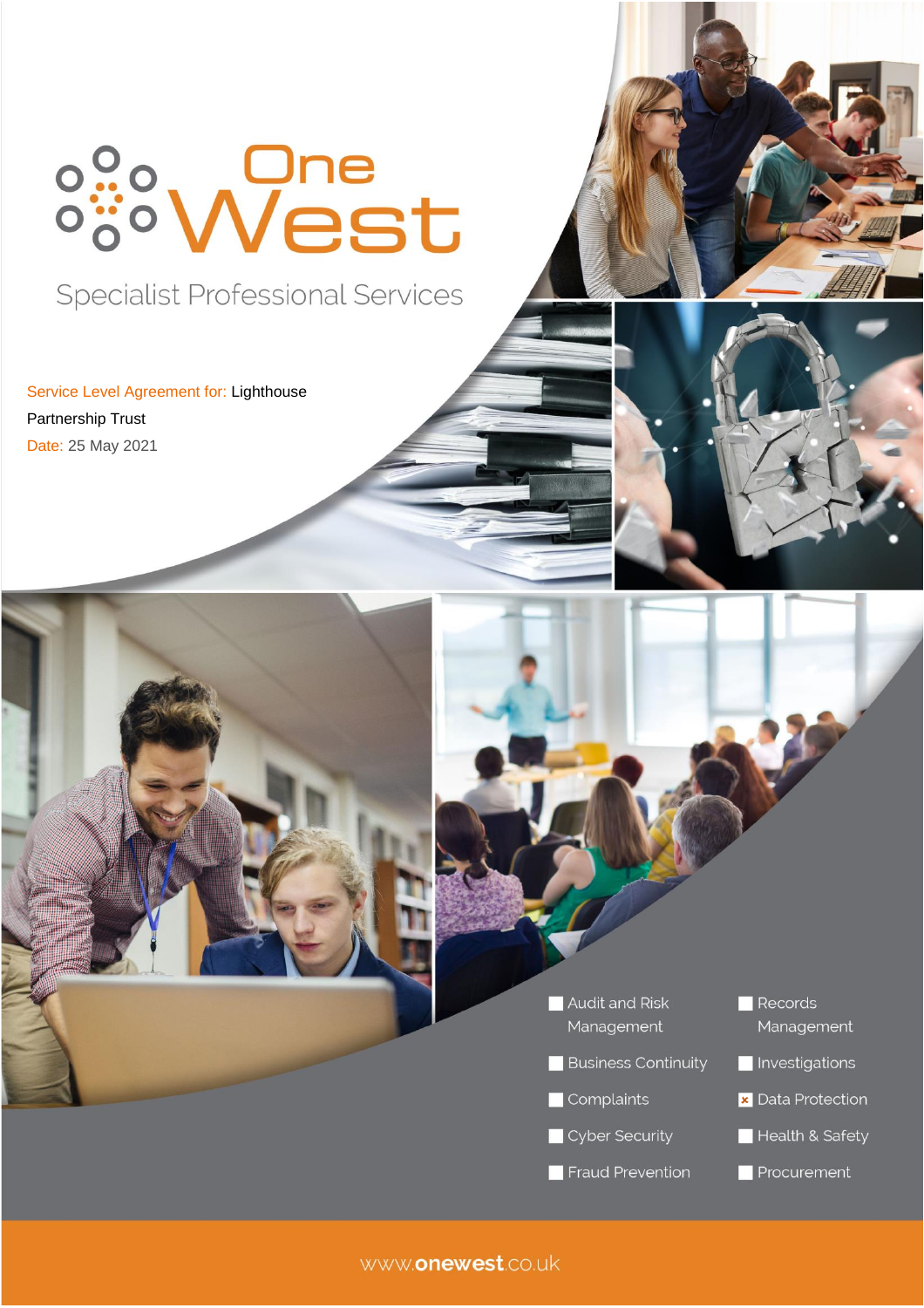# One West

Specialist Professional Services

Service Level Agreement for: Lighthouse Partnership Trust

Date: 25 May 2021

- [ ] Audit and Risk Management
- [ ] Business Continuity
- [ ] Complaints
- [ ] Cyber Security
- [ ] Fraud Prevention
- [ ] Records Management
- [ ] Investigations
- [x] Data Protection
- [ ] Health & Safety
- [ ] Procurement

www.onewest.co.uk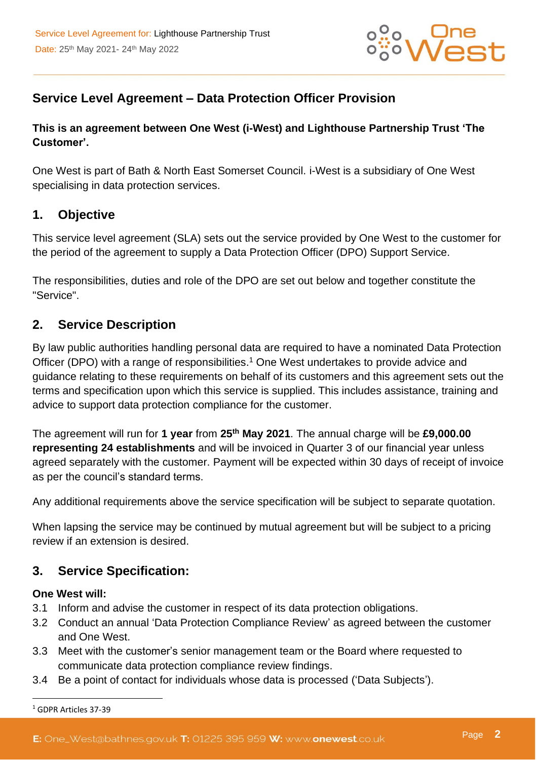## Service Level Agreement – Data Protection Officer Provision

**This is an agreement between One West (i-West) and Lighthouse Partnership Trust 'The Customer'.**

One West is part of Bath & North East Somerset Council. i-West is a subsidiary of One West specialising in data protection services.

## 1. Objective

This service level agreement (SLA) sets out the service provided by One West to the customer for the period of the agreement to supply a Data Protection Officer (DPO) Support Service.

The responsibilities, duties and role of the DPO are set out below and together constitute the "Service".

## 2. Service Description

By law public authorities handling personal data are required to have a nominated Data Protection Officer (DPO) with a range of responsibilities.[1] One West undertakes to provide advice and guidance relating to these requirements on behalf of its customers and this agreement sets out the terms and specification upon which this service is supplied. This includes assistance, training and advice to support data protection compliance for the customer.

The agreement will run for **1 year** from **25th May 2021**. The annual charge will be **£9,000.00 representing 24 establishments** and will be invoiced in Quarter 3 of our financial year unless agreed separately with the customer. Payment will be expected within 30 days of receipt of invoice as per the council's standard terms.

Any additional requirements above the service specification will be subject to separate quotation.

When lapsing the service may be continued by mutual agreement but will be subject to a pricing review if an extension is desired.

## 3. Service Specification:

**One West will:**

3.1 Inform and advise the customer in respect of its data protection obligations.

3.2 Conduct an annual 'Data Protection Compliance Review' as agreed between the customer and One West.

3.3 Meet with the customer's senior management team or the Board where requested to communicate data protection compliance review findings.

3.4 Be a point of contact for individuals whose data is processed ('Data Subjects').

[1] GDPR Articles 37-39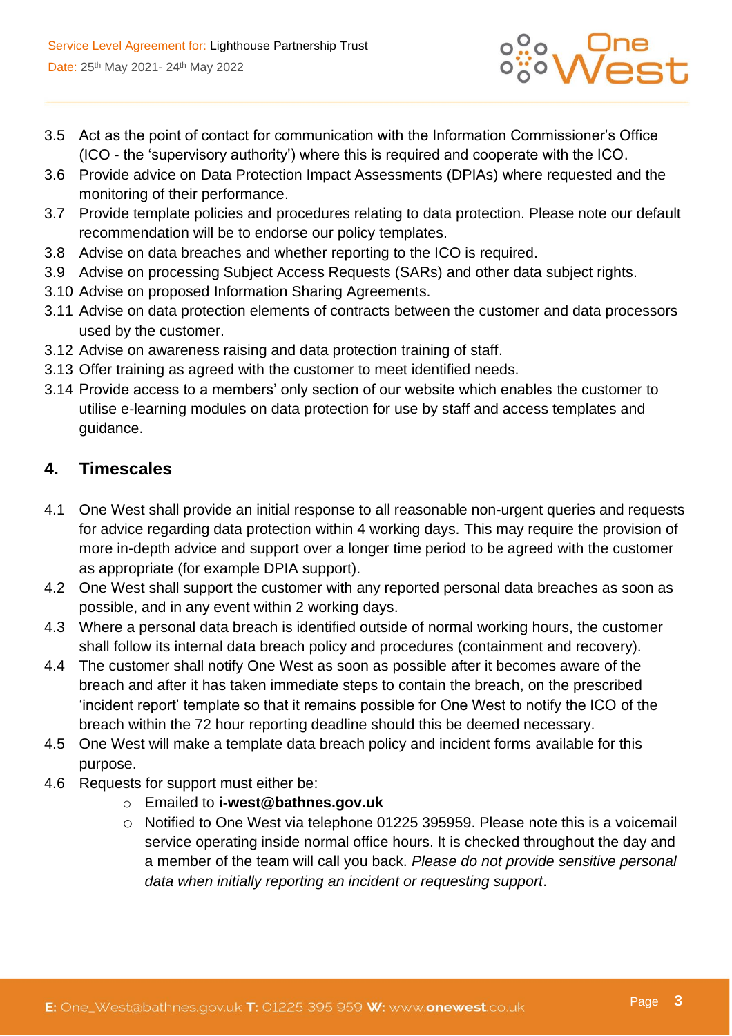3.5 Act as the point of contact for communication with the Information Commissioner's Office (ICO - the 'supervisory authority') where this is required and cooperate with the ICO.

3.6 Provide advice on Data Protection Impact Assessments (DPIAs) where requested and the monitoring of their performance.

3.7 Provide template policies and procedures relating to data protection. Please note our default recommendation will be to endorse our policy templates.

3.8 Advise on data breaches and whether reporting to the ICO is required.

3.9 Advise on processing Subject Access Requests (SARs) and other data subject rights.

3.10 Advise on proposed Information Sharing Agreements.

3.11 Advise on data protection elements of contracts between the customer and data processors used by the customer.

3.12 Advise on awareness raising and data protection training of staff.

3.13 Offer training as agreed with the customer to meet identified needs.

3.14 Provide access to a members' only section of our website which enables the customer to utilise e-learning modules on data protection for use by staff and access templates and guidance.

## 4. Timescales

4.1 One West shall provide an initial response to all reasonable non-urgent queries and requests for advice regarding data protection within 4 working days. This may require the provision of more in-depth advice and support over a longer time period to be agreed with the customer as appropriate (for example DPIA support).

4.2 One West shall support the customer with any reported personal data breaches as soon as possible, and in any event within 2 working days.

4.3 Where a personal data breach is identified outside of normal working hours, the customer shall follow its internal data breach policy and procedures (containment and recovery).

4.4 The customer shall notify One West as soon as possible after it becomes aware of the breach and after it has taken immediate steps to contain the breach, on the prescribed 'incident report' template so that it remains possible for One West to notify the ICO of the breach within the 72 hour reporting deadline should this be deemed necessary.

4.5 One West will make a template data breach policy and incident forms available for this purpose.

4.6 Requests for support must either be:

- Emailed to **i-west@bathnes.gov.uk**
- Notified to One West via telephone 01225 395959. Please note this is a voicemail service operating inside normal office hours. It is checked throughout the day and a member of the team will call you back. *Please do not provide sensitive personal data when initially reporting an incident or requesting support*.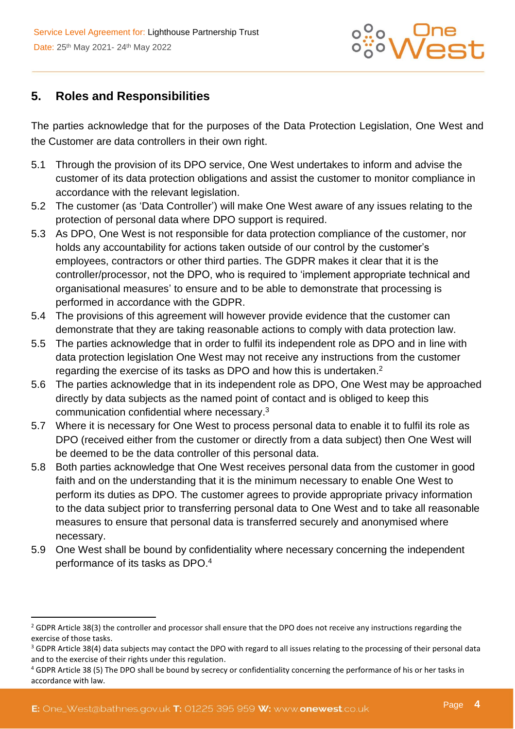## 5. Roles and Responsibilities

The parties acknowledge that for the purposes of the Data Protection Legislation, One West and the Customer are data controllers in their own right.

5.1 Through the provision of its DPO service, One West undertakes to inform and advise the customer of its data protection obligations and assist the customer to monitor compliance in accordance with the relevant legislation.

5.2 The customer (as 'Data Controller') will make One West aware of any issues relating to the protection of personal data where DPO support is required.

5.3 As DPO, One West is not responsible for data protection compliance of the customer, nor holds any accountability for actions taken outside of our control by the customer's employees, contractors or other third parties. The GDPR makes it clear that it is the controller/processor, not the DPO, who is required to 'implement appropriate technical and organisational measures' to ensure and to be able to demonstrate that processing is performed in accordance with the GDPR.

5.4 The provisions of this agreement will however provide evidence that the customer can demonstrate that they are taking reasonable actions to comply with data protection law.

5.5 The parties acknowledge that in order to fulfil its independent role as DPO and in line with data protection legislation One West may not receive any instructions from the customer regarding the exercise of its tasks as DPO and how this is undertaken.[2]

5.6 The parties acknowledge that in its independent role as DPO, One West may be approached directly by data subjects as the named point of contact and is obliged to keep this communication confidential where necessary.[3]

5.7 Where it is necessary for One West to process personal data to enable it to fulfil its role as DPO (received either from the customer or directly from a data subject) then One West will be deemed to be the data controller of this personal data.

5.8 Both parties acknowledge that One West receives personal data from the customer in good faith and on the understanding that it is the minimum necessary to enable One West to perform its duties as DPO. The customer agrees to provide appropriate privacy information to the data subject prior to transferring personal data to One West and to take all reasonable measures to ensure that personal data is transferred securely and anonymised where necessary.

5.9 One West shall be bound by confidentiality where necessary concerning the independent performance of its tasks as DPO.[4]

---

[2] GDPR Article 38(3) the controller and processor shall ensure that the DPO does not receive any instructions regarding the exercise of those tasks.

[3] GDPR Article 38(4) data subjects may contact the DPO with regard to all issues relating to the processing of their personal data and to the exercise of their rights under this regulation.

[4] GDPR Article 38 (5) The DPO shall be bound by secrecy or confidentiality concerning the performance of his or her tasks in accordance with law.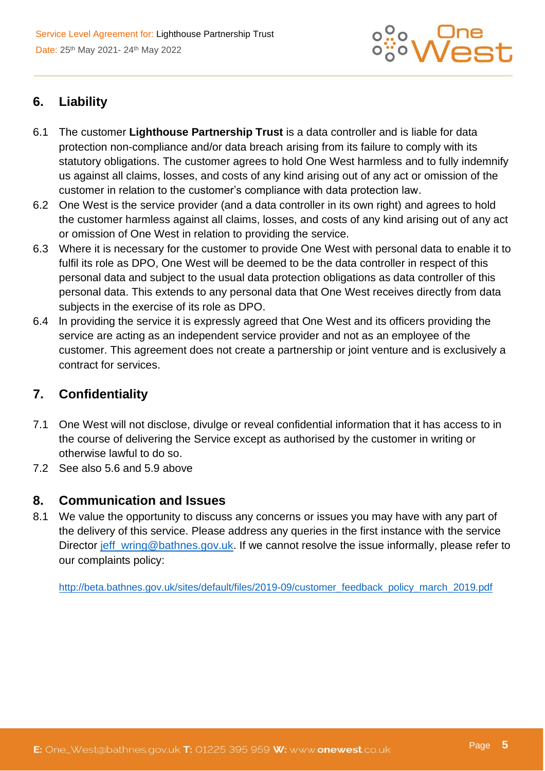## 6. Liability

6.1 The customer **Lighthouse Partnership Trust** is a data controller and is liable for data protection non-compliance and/or data breach arising from its failure to comply with its statutory obligations. The customer agrees to hold One West harmless and to fully indemnify us against all claims, losses, and costs of any kind arising out of any act or omission of the customer in relation to the customer's compliance with data protection law.

6.2 One West is the service provider (and a data controller in its own right) and agrees to hold the customer harmless against all claims, losses, and costs of any kind arising out of any act or omission of One West in relation to providing the service.

6.3 Where it is necessary for the customer to provide One West with personal data to enable it to fulfil its role as DPO, One West will be deemed to be the data controller in respect of this personal data and subject to the usual data protection obligations as data controller of this personal data. This extends to any personal data that One West receives directly from data subjects in the exercise of its role as DPO.

6.4 In providing the service it is expressly agreed that One West and its officers providing the service are acting as an independent service provider and not as an employee of the customer. This agreement does not create a partnership or joint venture and is exclusively a contract for services.

## 7. Confidentiality

7.1 One West will not disclose, divulge or reveal confidential information that it has access to in the course of delivering the Service except as authorised by the customer in writing or otherwise lawful to do so.

7.2 See also 5.6 and 5.9 above

## 8. Communication and Issues

8.1 We value the opportunity to discuss any concerns or issues you may have with any part of the delivery of this service. Please address any queries in the first instance with the service Director [jeff_wring@bathnes.gov.uk](mailto:jeff_wring@bathnes.gov.uk). If we cannot resolve the issue informally, please refer to our complaints policy:

[http://beta.bathnes.gov.uk/sites/default/files/2019-09/customer_feedback_policy_march_2019.pdf](http://beta.bathnes.gov.uk/sites/default/files/2019-09/customer_feedback_policy_march_2019.pdf)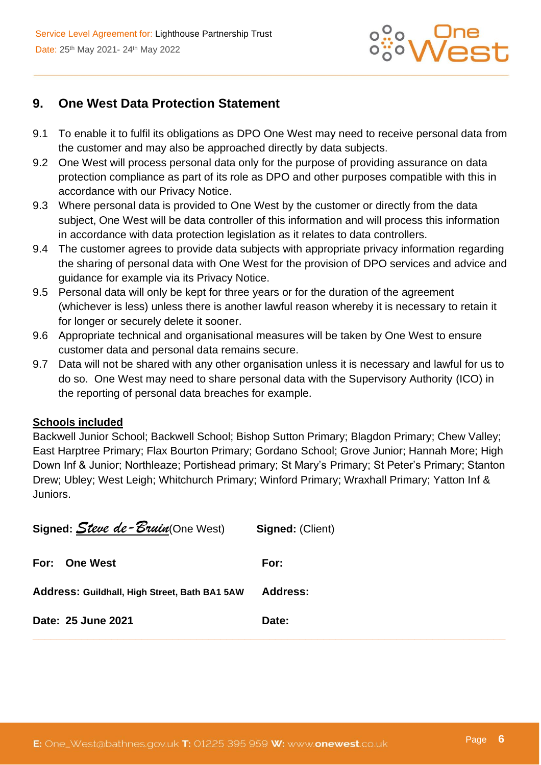## 9. One West Data Protection Statement

9.1 To enable it to fulfil its obligations as DPO One West may need to receive personal data from the customer and may also be approached directly by data subjects.

9.2 One West will process personal data only for the purpose of providing assurance on data protection compliance as part of its role as DPO and other purposes compatible with this in accordance with our Privacy Notice.

9.3 Where personal data is provided to One West by the customer or directly from the data subject, One West will be data controller of this information and will process this information in accordance with data protection legislation as it relates to data controllers.

9.4 The customer agrees to provide data subjects with appropriate privacy information regarding the sharing of personal data with One West for the provision of DPO services and advice and guidance for example via its Privacy Notice.

9.5 Personal data will only be kept for three years or for the duration of the agreement (whichever is less) unless there is another lawful reason whereby it is necessary to retain it for longer or securely delete it sooner.

9.6 Appropriate technical and organisational measures will be taken by One West to ensure customer data and personal data remains secure.

9.7 Data will not be shared with any other organisation unless it is necessary and lawful for us to do so. One West may need to share personal data with the Supervisory Authority (ICO) in the reporting of personal data breaches for example.

**Schools included**

Backwell Junior School; Backwell School; Bishop Sutton Primary; Blagdon Primary; Chew Valley; East Harptree Primary; Flax Bourton Primary; Gordano School; Grove Junior; Hannah More; High Down Inf & Junior; Northleaze; Portishead primary; St Mary's Primary; St Peter's Primary; Stanton Drew; Ubley; West Leigh; Whitchurch Primary; Winford Primary; Wraxhall Primary; Yatton Inf & Juniors.

| | |
|---|---|
| **Signed:** *Steve de-Bruin* (One West) | **Signed:** (Client) |
| **For: One West** | **For:** |
| **Address: Guildhall, High Street, Bath BA1 5AW** | **Address:** |
| **Date: 25 June 2021** | **Date:** |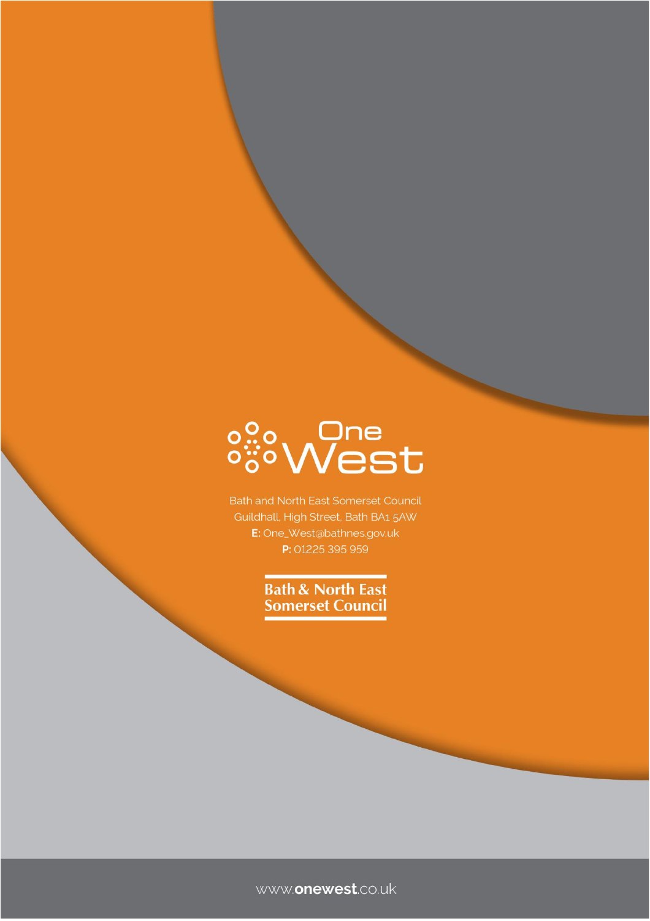One West

Bath and North East Somerset Council
Guildhall, High Street, Bath BA1 5AW
**E:** One_West@bathnes.gov.uk
**P:** 01225 395 959

Bath & North East Somerset Council

www.**onewest**.co.uk